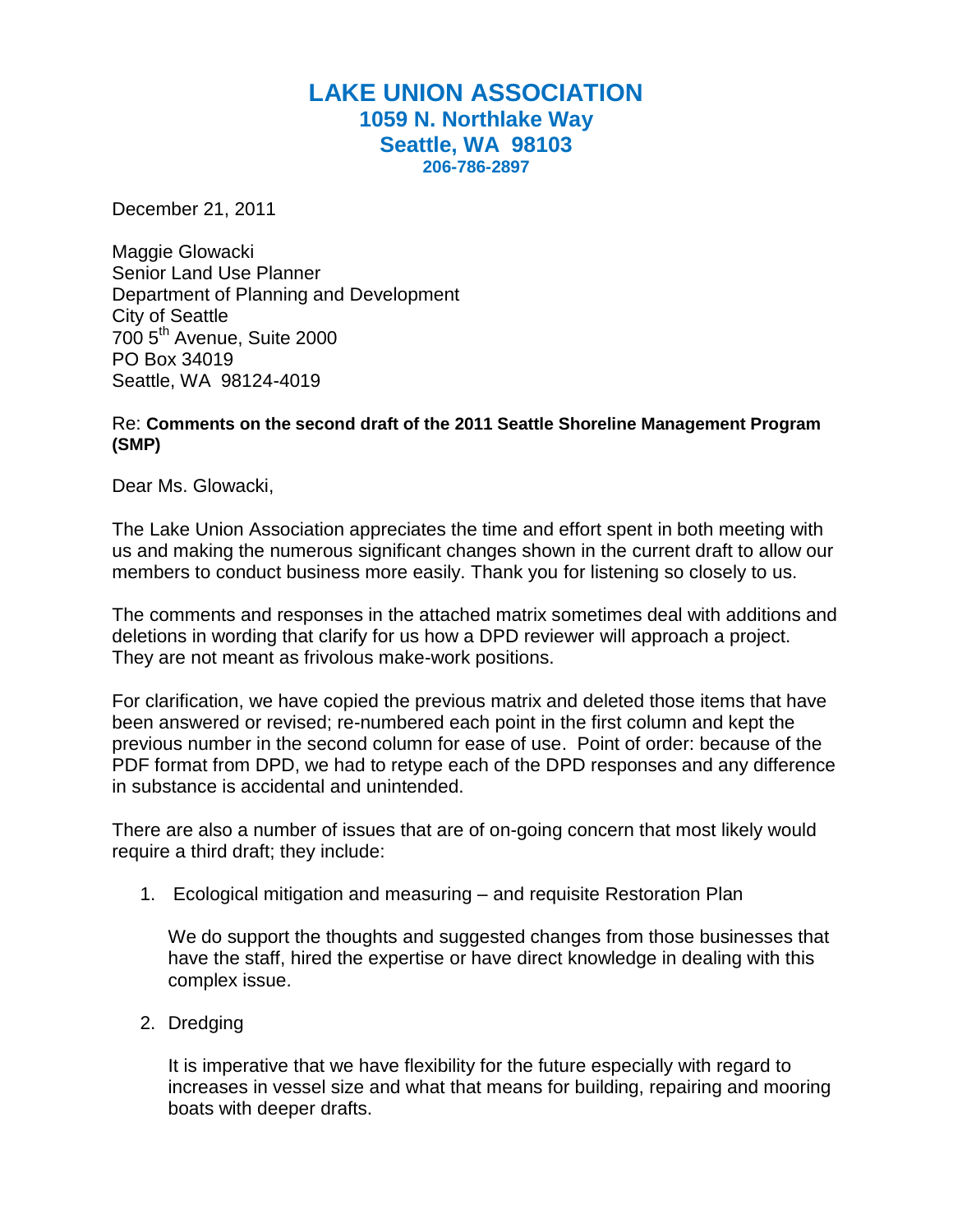# LAKE UNION ASSOCIATION

## 1059 N. Northlake Way
## Seattle, WA 98103

**206-786-2897**

December 21, 2011

Maggie Glowacki
Senior Land Use Planner
Department of Planning and Development
City of Seattle
700 5th Avenue, Suite 2000
PO Box 34019
Seattle, WA 98124-4019

Re: **Comments on the second draft of the 2011 Seattle Shoreline Management Program (SMP)**

Dear Ms. Glowacki,

The Lake Union Association appreciates the time and effort spent in both meeting with us and making the numerous significant changes shown in the current draft to allow our members to conduct business more easily. Thank you for listening so closely to us.

The comments and responses in the attached matrix sometimes deal with additions and deletions in wording that clarify for us how a DPD reviewer will approach a project. They are not meant as frivolous make-work positions.

For clarification, we have copied the previous matrix and deleted those items that have been answered or revised; re-numbered each point in the first column and kept the previous number in the second column for ease of use. Point of order: because of the PDF format from DPD, we had to retype each of the DPD responses and any difference in substance is accidental and unintended.

There are also a number of issues that are of on-going concern that most likely would require a third draft; they include:

1. Ecological mitigation and measuring – and requisite Restoration Plan

   We do support the thoughts and suggested changes from those businesses that have the staff, hired the expertise or have direct knowledge in dealing with this complex issue.

2. Dredging

   It is imperative that we have flexibility for the future especially with regard to increases in vessel size and what that means for building, repairing and mooring boats with deeper drafts.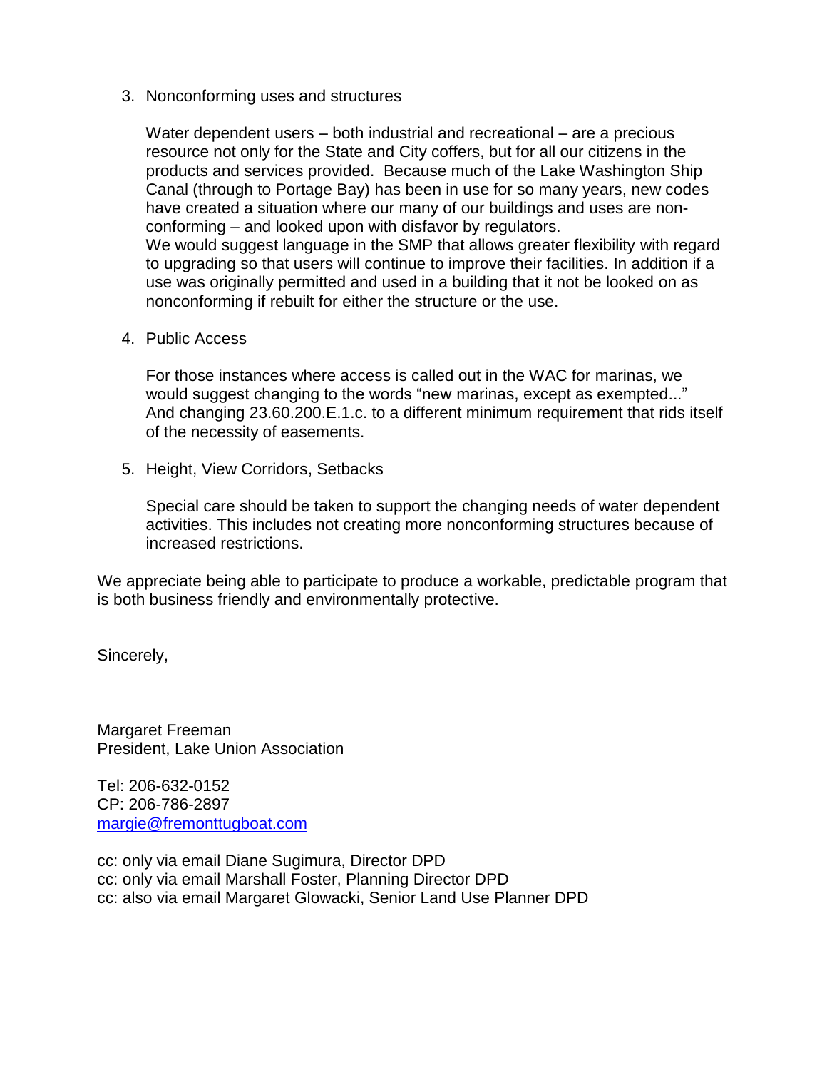3. Nonconforming uses and structures

   Water dependent users – both industrial and recreational – are a precious resource not only for the State and City coffers, but for all our citizens in the products and services provided. Because much of the Lake Washington Ship Canal (through to Portage Bay) has been in use for so many years, new codes have created a situation where our many of our buildings and uses are non-conforming – and looked upon with disfavor by regulators.
   We would suggest language in the SMP that allows greater flexibility with regard to upgrading so that users will continue to improve their facilities. In addition if a use was originally permitted and used in a building that it not be looked on as nonconforming if rebuilt for either the structure or the use.

4. Public Access

   For those instances where access is called out in the WAC for marinas, we would suggest changing to the words "new marinas, except as exempted..." And changing 23.60.200.E.1.c. to a different minimum requirement that rids itself of the necessity of easements.

5. Height, View Corridors, Setbacks

   Special care should be taken to support the changing needs of water dependent activities. This includes not creating more nonconforming structures because of increased restrictions.

We appreciate being able to participate to produce a workable, predictable program that is both business friendly and environmentally protective.

Sincerely,

Margaret Freeman
President, Lake Union Association

Tel: 206-632-0152
CP: 206-786-2897
margie@fremonttugboat.com

cc: only via email Diane Sugimura, Director DPD
cc: only via email Marshall Foster, Planning Director DPD
cc: also via email Margaret Glowacki, Senior Land Use Planner DPD